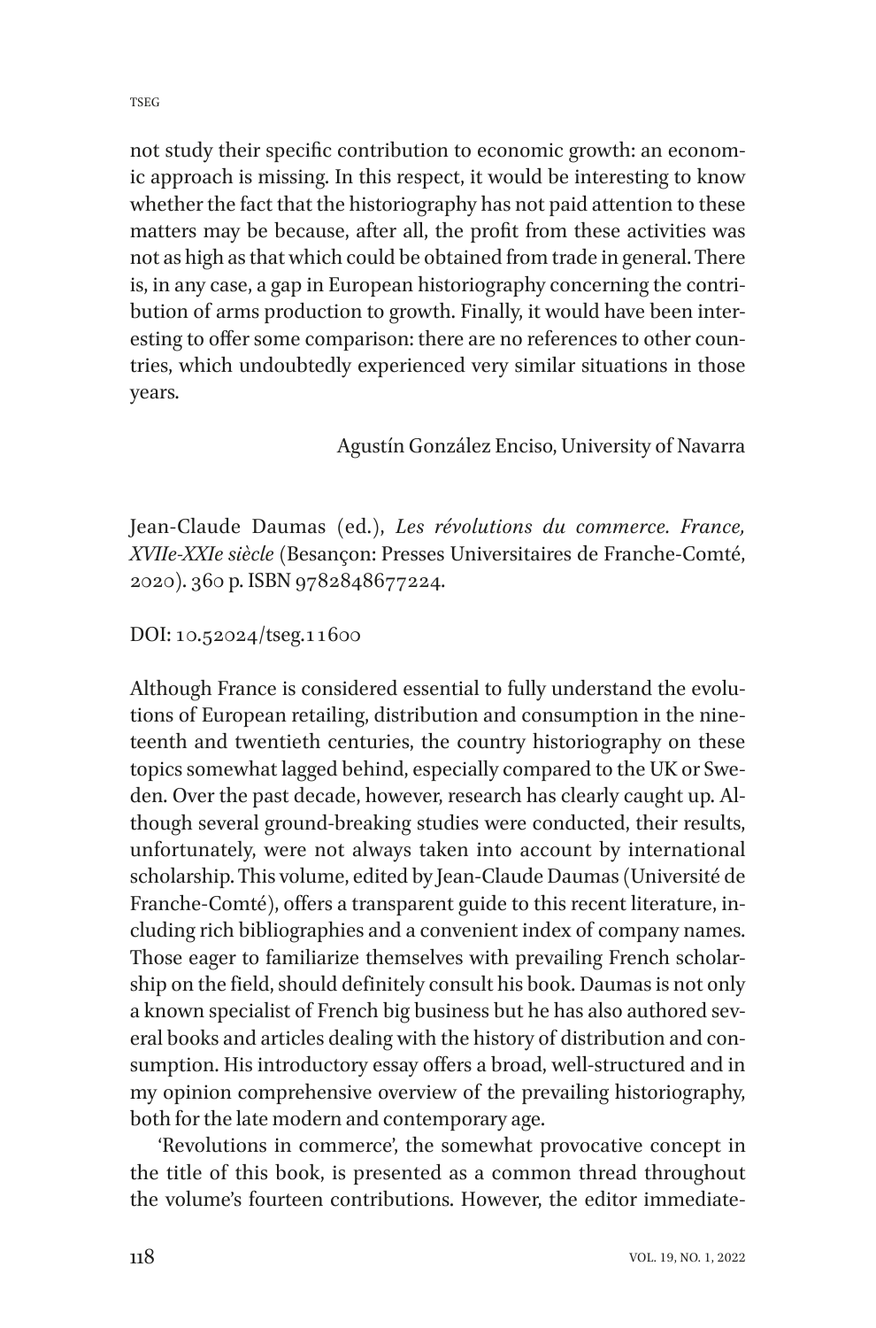not study their specific contribution to economic growth: an economic approach is missing. In this respect, it would be interesting to know whether the fact that the historiography has not paid attention to these matters may be because, after all, the profit from these activities was not as high as that which could be obtained from trade in general. There is, in any case, a gap in European historiography concerning the contribution of arms production to growth. Finally, it would have been interesting to offer some comparison: there are no references to other countries, which undoubtedly experienced very similar situations in those years.

Agustín González Enciso, University of Navarra

Jean-Claude Daumas (ed.), *Les révolutions du commerce. France, XVIIe-XXIe siècle* (Besançon: Presses Universitaires de Franche-Comté, 2020). 360 p. ISBN 9782848677224.

DOI: 10.52024/tseg.11600

Although France is considered essential to fully understand the evolutions of European retailing, distribution and consumption in the nineteenth and twentieth centuries, the country historiography on these topics somewhat lagged behind, especially compared to the UK or Sweden. Over the past decade, however, research has clearly caught up. Although several ground-breaking studies were conducted, their results, unfortunately, were not always taken into account by international scholarship. This volume, edited by Jean-Claude Daumas (Université de Franche-Comté), offers a transparent guide to this recent literature, including rich bibliographies and a convenient index of company names. Those eager to familiarize themselves with prevailing French scholarship on the field, should definitely consult his book. Daumas is not only a known specialist of French big business but he has also authored several books and articles dealing with the history of distribution and consumption. His introductory essay offers a broad, well-structured and in my opinion comprehensive overview of the prevailing historiography, both for the late modern and contemporary age.

'Revolutions in commerce', the somewhat provocative concept in the title of this book, is presented as a common thread throughout the volume's fourteen contributions. However, the editor immediate-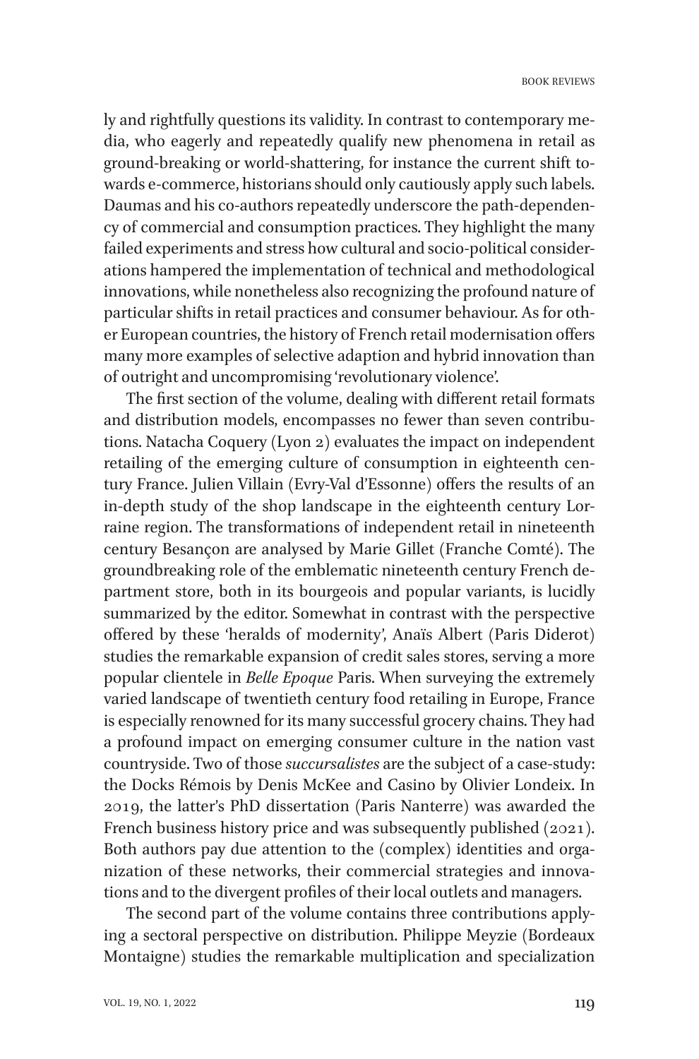ly and rightfully questions its validity. In contrast to contemporary media, who eagerly and repeatedly qualify new phenomena in retail as ground-breaking or world-shattering, for instance the current shift towards e-commerce, historians should only cautiously apply such labels. Daumas and his co-authors repeatedly underscore the path-dependency of commercial and consumption practices. They highlight the many failed experiments and stress how cultural and socio-political considerations hampered the implementation of technical and methodological innovations, while nonetheless also recognizing the profound nature of particular shifts in retail practices and consumer behaviour. As for other European countries, the history of French retail modernisation offers many more examples of selective adaption and hybrid innovation than of outright and uncompromising 'revolutionary violence'.

The first section of the volume, dealing with different retail formats and distribution models, encompasses no fewer than seven contributions. Natacha Coquery (Lyon 2) evaluates the impact on independent retailing of the emerging culture of consumption in eighteenth century France. Julien Villain (Evry-Val d'Essonne) offers the results of an in-depth study of the shop landscape in the eighteenth century Lorraine region. The transformations of independent retail in nineteenth century Besançon are analysed by Marie Gillet (Franche Comté). The groundbreaking role of the emblematic nineteenth century French department store, both in its bourgeois and popular variants, is lucidly summarized by the editor. Somewhat in contrast with the perspective offered by these 'heralds of modernity', Anaïs Albert (Paris Diderot) studies the remarkable expansion of credit sales stores, serving a more popular clientele in *Belle Epoque* Paris. When surveying the extremely varied landscape of twentieth century food retailing in Europe, France is especially renowned for its many successful grocery chains. They had a profound impact on emerging consumer culture in the nation vast countryside. Two of those *succursalistes* are the subject of a case-study: the Docks Rémois by Denis McKee and Casino by Olivier Londeix. In 2019, the latter's PhD dissertation (Paris Nanterre) was awarded the French business history price and was subsequently published (2021). Both authors pay due attention to the (complex) identities and organization of these networks, their commercial strategies and innovations and to the divergent profiles of their local outlets and managers.

The second part of the volume contains three contributions applying a sectoral perspective on distribution. Philippe Meyzie (Bordeaux Montaigne) studies the remarkable multiplication and specialization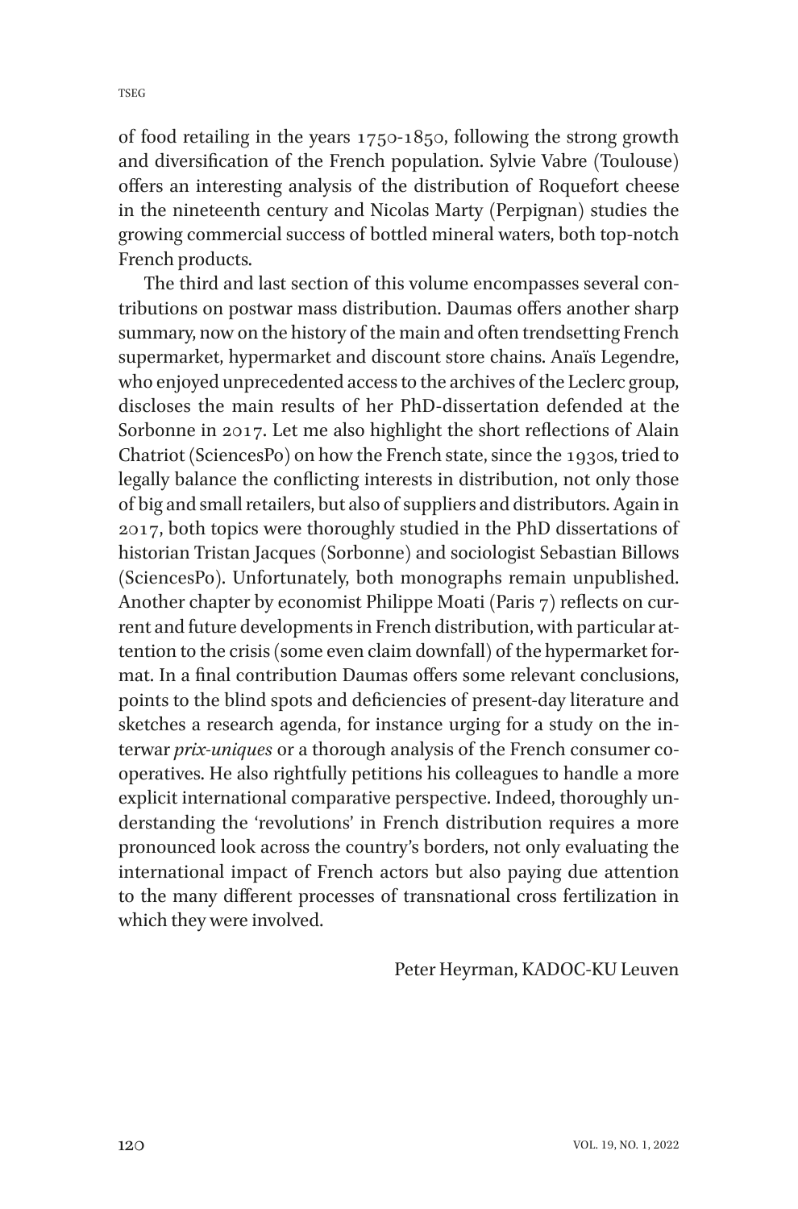of food retailing in the years 1750-1850, following the strong growth and diversification of the French population. Sylvie Vabre (Toulouse) offers an interesting analysis of the distribution of Roquefort cheese in the nineteenth century and Nicolas Marty (Perpignan) studies the growing commercial success of bottled mineral waters, both top-notch French products.

The third and last section of this volume encompasses several contributions on postwar mass distribution. Daumas offers another sharp summary, now on the history of the main and often trendsetting French supermarket, hypermarket and discount store chains. Anaïs Legendre, who enjoyed unprecedented access to the archives of the Leclerc group, discloses the main results of her PhD-dissertation defended at the Sorbonne in 2017. Let me also highlight the short reflections of Alain Chatriot (SciencesPo) on how the French state, since the 1930s, tried to legally balance the conflicting interests in distribution, not only those of big and small retailers, but also of suppliers and distributors. Again in 2017, both topics were thoroughly studied in the PhD dissertations of historian Tristan Jacques (Sorbonne) and sociologist Sebastian Billows (SciencesPo). Unfortunately, both monographs remain unpublished. Another chapter by economist Philippe Moati (Paris 7) reflects on current and future developments in French distribution, with particular attention to the crisis (some even claim downfall) of the hypermarket format. In a final contribution Daumas offers some relevant conclusions, points to the blind spots and deficiencies of present-day literature and sketches a research agenda, for instance urging for a study on the interwar *prix-uniques* or a thorough analysis of the French consumer cooperatives. He also rightfully petitions his colleagues to handle a more explicit international comparative perspective. Indeed, thoroughly understanding the 'revolutions' in French distribution requires a more pronounced look across the country's borders, not only evaluating the international impact of French actors but also paying due attention to the many different processes of transnational cross fertilization in which they were involved.

Peter Heyrman, KADOC-KU Leuven